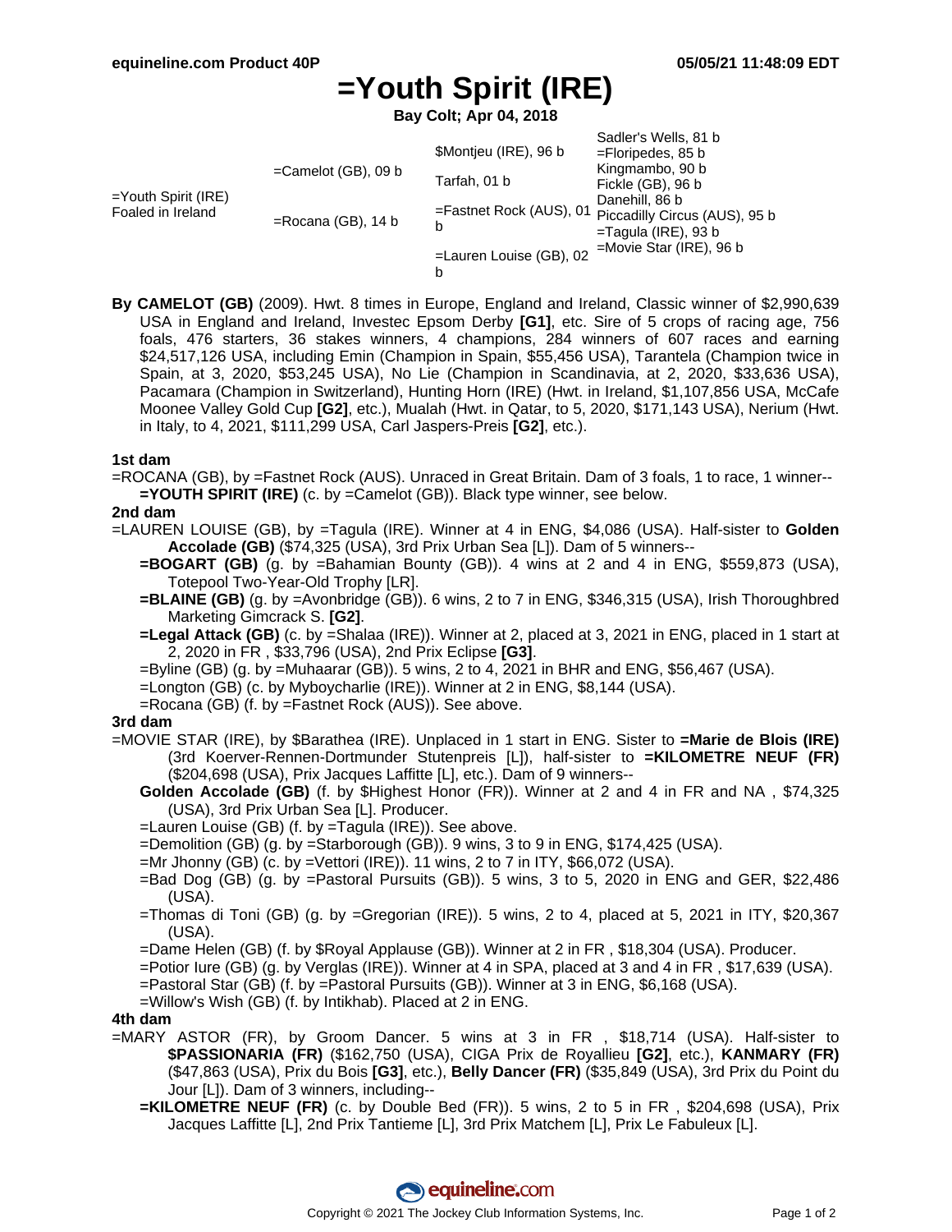# =Youth Spirit (IRE)

**Bay Colt; Apr 04, 2018**

| | | | |
|---|---|---|---|
| =Youth Spirit (IRE) Foaled in Ireland | =Camelot (GB), 09 b | $Montjeu (IRE), 96 b | Sadler's Wells, 81 b |
| | | | =Floripedes, 85 b |
| | | Tarfah, 01 b | Kingmambo, 90 b |
| | | | Fickle (GB), 96 b |
| | =Rocana (GB), 14 b | =Fastnet Rock (AUS), 01 b | Danehill, 86 b |
| | | | Piccadilly Circus (AUS), 95 b |
| | | =Lauren Louise (GB), 02 b | =Tagula (IRE), 93 b |
| | | | =Movie Star (IRE), 96 b |

**By CAMELOT (GB)** (2009). Hwt. 8 times in Europe, England and Ireland, Classic winner of $2,990,639 USA in England and Ireland, Investec Epsom Derby **[G1]**, etc. Sire of 5 crops of racing age, 756 foals, 476 starters, 36 stakes winners, 4 champions, 284 winners of 607 races and earning $24,517,126 USA, including Emin (Champion in Spain, $55,456 USA), Tarantela (Champion twice in Spain, at 3, 2020, $53,245 USA), No Lie (Champion in Scandinavia, at 2, 2020, $33,636 USA), Pacamara (Champion in Switzerland), Hunting Horn (IRE) (Hwt. in Ireland, $1,107,856 USA, McCafe Moonee Valley Gold Cup **[G2]**, etc.), Mualah (Hwt. in Qatar, to 5, 2020, $171,143 USA), Nerium (Hwt. in Italy, to 4, 2021, $111,299 USA, Carl Jaspers-Preis **[G2]**, etc.).

### 1st dam

=ROCANA (GB), by =Fastnet Rock (AUS). Unraced in Great Britain. Dam of 3 foals, 1 to race, 1 winner--
- **=YOUTH SPIRIT (IRE)** (c. by =Camelot (GB)). Black type winner, see below.

### 2nd dam

=LAUREN LOUISE (GB), by =Tagula (IRE). Winner at 4 in ENG, $4,086 (USA). Half-sister to **Golden Accolade (GB)** ($74,325 (USA), 3rd Prix Urban Sea [L]). Dam of 5 winners--
- **=BOGART (GB)** (g. by =Bahamian Bounty (GB)). 4 wins at 2 and 4 in ENG, $559,873 (USA), Totepool Two-Year-Old Trophy [LR].
- **=BLAINE (GB)** (g. by =Avonbridge (GB)). 6 wins, 2 to 7 in ENG, $346,315 (USA), Irish Thoroughbred Marketing Gimcrack S. **[G2]**.
- **=Legal Attack (GB)** (c. by =Shalaa (IRE)). Winner at 2, placed at 3, 2021 in ENG, placed in 1 start at 2, 2020 in FR , $33,796 (USA), 2nd Prix Eclipse **[G3]**.
- =Byline (GB) (g. by =Muhaarar (GB)). 5 wins, 2 to 4, 2021 in BHR and ENG, $56,467 (USA).
- =Longton (GB) (c. by Myboycharlie (IRE)). Winner at 2 in ENG, $8,144 (USA).
- =Rocana (GB) (f. by =Fastnet Rock (AUS)). See above.

### 3rd dam

=MOVIE STAR (IRE), by $Barathea (IRE). Unplaced in 1 start in ENG. Sister to **=Marie de Blois (IRE)** (3rd Koerver-Rennen-Dortmunder Stutenpreis [L]), half-sister to **=KILOMETRE NEUF (FR)** ($204,698 (USA), Prix Jacques Laffitte [L], etc.). Dam of 9 winners--
- **Golden Accolade (GB)** (f. by $Highest Honor (FR)). Winner at 2 and 4 in FR and NA , $74,325 (USA), 3rd Prix Urban Sea [L]. Producer.
- =Lauren Louise (GB) (f. by =Tagula (IRE)). See above.
- =Demolition (GB) (g. by =Starborough (GB)). 9 wins, 3 to 9 in ENG, $174,425 (USA).
- =Mr Jhonny (GB) (c. by =Vettori (IRE)). 11 wins, 2 to 7 in ITY, $66,072 (USA).
- =Bad Dog (GB) (g. by =Pastoral Pursuits (GB)). 5 wins, 3 to 5, 2020 in ENG and GER, $22,486 (USA).
- =Thomas di Toni (GB) (g. by =Gregorian (IRE)). 5 wins, 2 to 4, placed at 5, 2021 in ITY, $20,367 (USA).
- =Dame Helen (GB) (f. by $Royal Applause (GB)). Winner at 2 in FR , $18,304 (USA). Producer.
- =Potior Iure (GB) (g. by Verglas (IRE)). Winner at 4 in SPA, placed at 3 and 4 in FR , $17,639 (USA).
- =Pastoral Star (GB) (f. by =Pastoral Pursuits (GB)). Winner at 3 in ENG, $6,168 (USA).
- =Willow's Wish (GB) (f. by Intikhab). Placed at 2 in ENG.

### 4th dam

=MARY ASTOR (FR), by Groom Dancer. 5 wins at 3 in FR , $18,714 (USA). Half-sister to **$PASSIONARIA (FR)** ($162,750 (USA), CIGA Prix de Royallieu **[G2]**, etc.), **KANMARY (FR)** ($47,863 (USA), Prix du Bois **[G3]**, etc.), **Belly Dancer (FR)** ($35,849 (USA), 3rd Prix du Point du Jour [L]). Dam of 3 winners, including--
- **=KILOMETRE NEUF (FR)** (c. by Double Bed (FR)). 5 wins, 2 to 5 in FR , $204,698 (USA), Prix Jacques Laffitte [L], 2nd Prix Tantieme [L], 3rd Prix Matchem [L], Prix Le Fabuleux [L].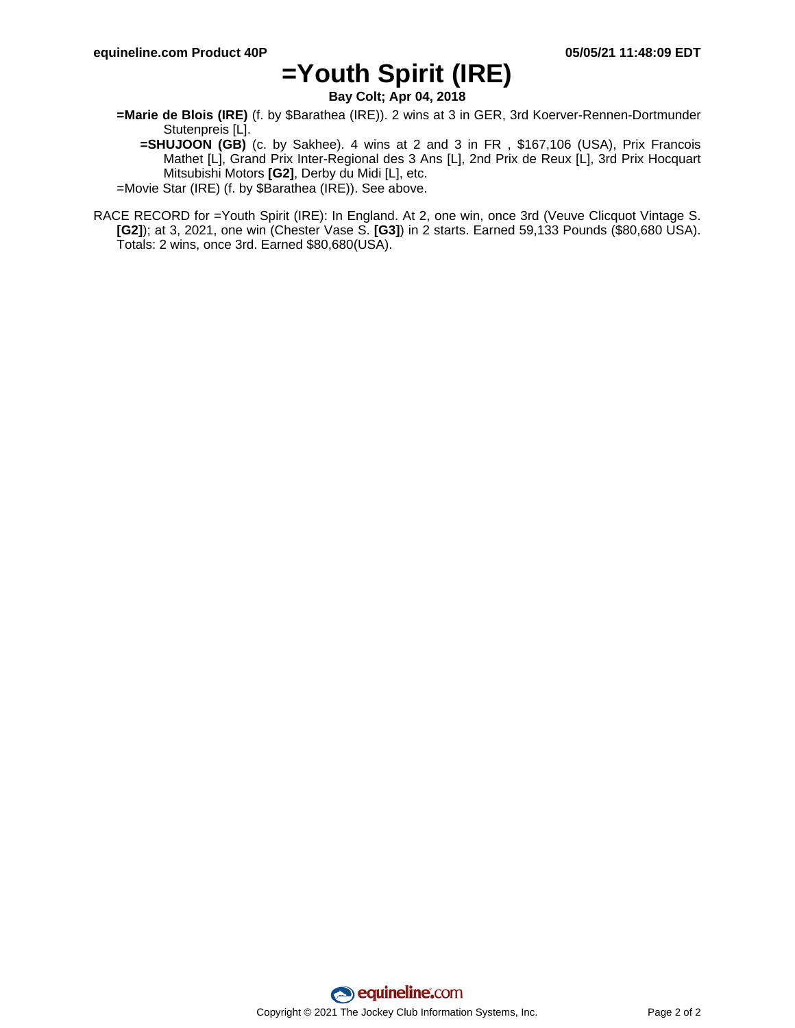# =Youth Spirit (IRE)

**Bay Colt; Apr 04, 2018**

**=Marie de Blois (IRE)** (f. by $Barathea (IRE)). 2 wins at 3 in GER, 3rd Koerver-Rennen-Dortmunder Stutenpreis [L].

**=SHUJOON (GB)** (c. by Sakhee). 4 wins at 2 and 3 in FR , $167,106 (USA), Prix Francois Mathet [L], Grand Prix Inter-Regional des 3 Ans [L], 2nd Prix de Reux [L], 3rd Prix Hocquart Mitsubishi Motors **[G2]**, Derby du Midi [L], etc.

=Movie Star (IRE) (f. by $Barathea (IRE)). See above.

RACE RECORD for =Youth Spirit (IRE): In England. At 2, one win, once 3rd (Veuve Clicquot Vintage S. **[G2]**); at 3, 2021, one win (Chester Vase S. **[G3]**) in 2 starts. Earned 59,133 Pounds ($80,680 USA). Totals: 2 wins, once 3rd. Earned $80,680(USA).